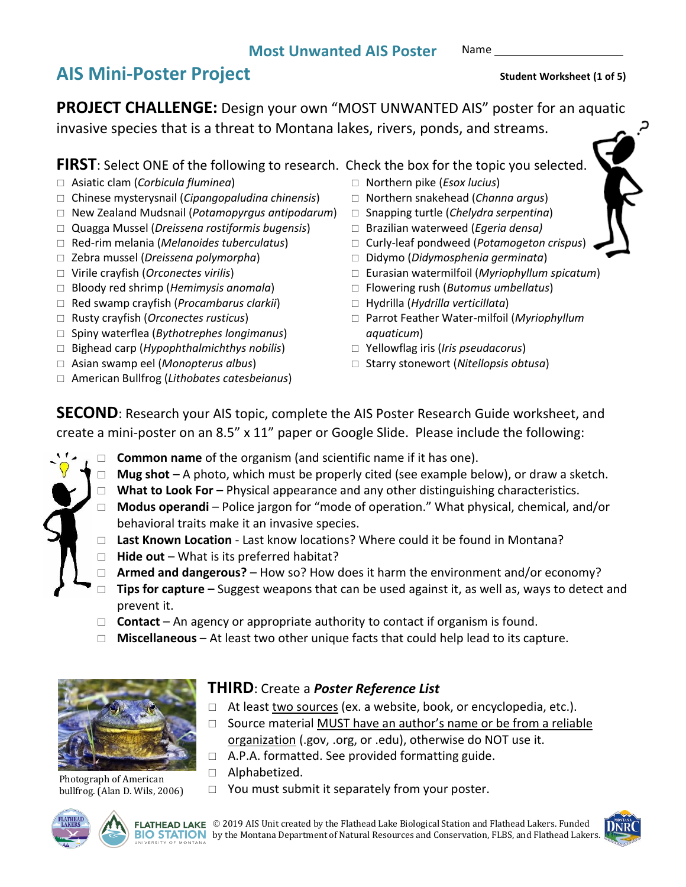## Most Unwanted AIS Poster

Name ____________________

# AIS Mini-Poster Project

**Student Worksheet (1 of 5)**

**PROJECT CHALLENGE:** Design your own "MOST UNWANTED AIS" poster for an aquatic invasive species that is a threat to Montana lakes, rivers, ponds, and streams.

**FIRST**: Select ONE of the following to research. Check the box for the topic you selected.

- ☐ Asiatic clam (*Corbicula fluminea*)
- ☐ Chinese mysterysnail (*Cipangopaludina chinensis*)
- ☐ New Zealand Mudsnail (*Potamopyrgus antipodarum*)
- ☐ Quagga Mussel (*Dreissena rostiformis bugensis*)
- ☐ Red-rim melania (*Melanoides tuberculatus*)
- ☐ Zebra mussel (*Dreissena polymorpha*)
- ☐ Virile crayfish (*Orconectes virilis*)
- ☐ Bloody red shrimp (*Hemimysis anomala*)
- ☐ Red swamp crayfish (*Procambarus clarkii*)
- ☐ Rusty crayfish (*Orconectes rusticus*)
- ☐ Spiny waterflea (*Bythotrephes longimanus*)
- ☐ Bighead carp (*Hypophthalmichthys nobilis*)
- ☐ Asian swamp eel (*Monopterus albus*)
- ☐ American Bullfrog (*Lithobates catesbeianus*)
- ☐ Northern pike (*Esox lucius*)
- ☐ Northern snakehead (*Channa argus*)
- ☐ Snapping turtle (*Chelydra serpentina*)
- ☐ Brazilian waterweed (*Egeria densa)*
- ☐ Curly-leaf pondweed (*Potamogeton crispus*)
- ☐ Didymo (*Didymosphenia germinata*)
- ☐ Eurasian watermilfoil (*Myriophyllum spicatum*)
- ☐ Flowering rush (*Butomus umbellatus*)
- ☐ Hydrilla (*Hydrilla verticillata*)
- ☐ Parrot Feather Water-milfoil (*Myriophyllum aquaticum*)
- ☐ Yellowflag iris (*Iris pseudacorus*)
- ☐ Starry stonewort (*Nitellopsis obtusa*)

**SECOND**: Research your AIS topic, complete the AIS Poster Research Guide worksheet, and create a mini-poster on an 8.5" x 11" paper or Google Slide. Please include the following:

- ☐ **Common name** of the organism (and scientific name if it has one).
- ☐ **Mug shot** – A photo, which must be properly cited (see example below), or draw a sketch.
- ☐ **What to Look For** – Physical appearance and any other distinguishing characteristics.
- ☐ **Modus operandi** – Police jargon for "mode of operation." What physical, chemical, and/or behavioral traits make it an invasive species.
- ☐ **Last Known Location** - Last know locations? Where could it be found in Montana?
- ☐ **Hide out** – What is its preferred habitat?
- ☐ **Armed and dangerous?** – How so? How does it harm the environment and/or economy?
- ☐ **Tips for capture –** Suggest weapons that can be used against it, as well as, ways to detect and prevent it.
- ☐ **Contact** – An agency or appropriate authority to contact if organism is found.
- ☐ **Miscellaneous** – At least two other unique facts that could help lead to its capture.

Photograph of American bullfrog. (Alan D. Wils, 2006)

**THIRD**: Create a ***Poster Reference List***

- ☐ At least two sources (ex. a website, book, or encyclopedia, etc.).
- ☐ Source material MUST have an author's name or be from a reliable organization (.gov, .org, or .edu), otherwise do NOT use it.
- ☐ A.P.A. formatted. See provided formatting guide.
- ☐ Alphabetized.
- ☐ You must submit it separately from your poster.

© 2019 AIS Unit created by the Flathead Lake Biological Station and Flathead Lakers. Funded by the Montana Department of Natural Resources and Conservation, FLBS, and Flathead Lakers.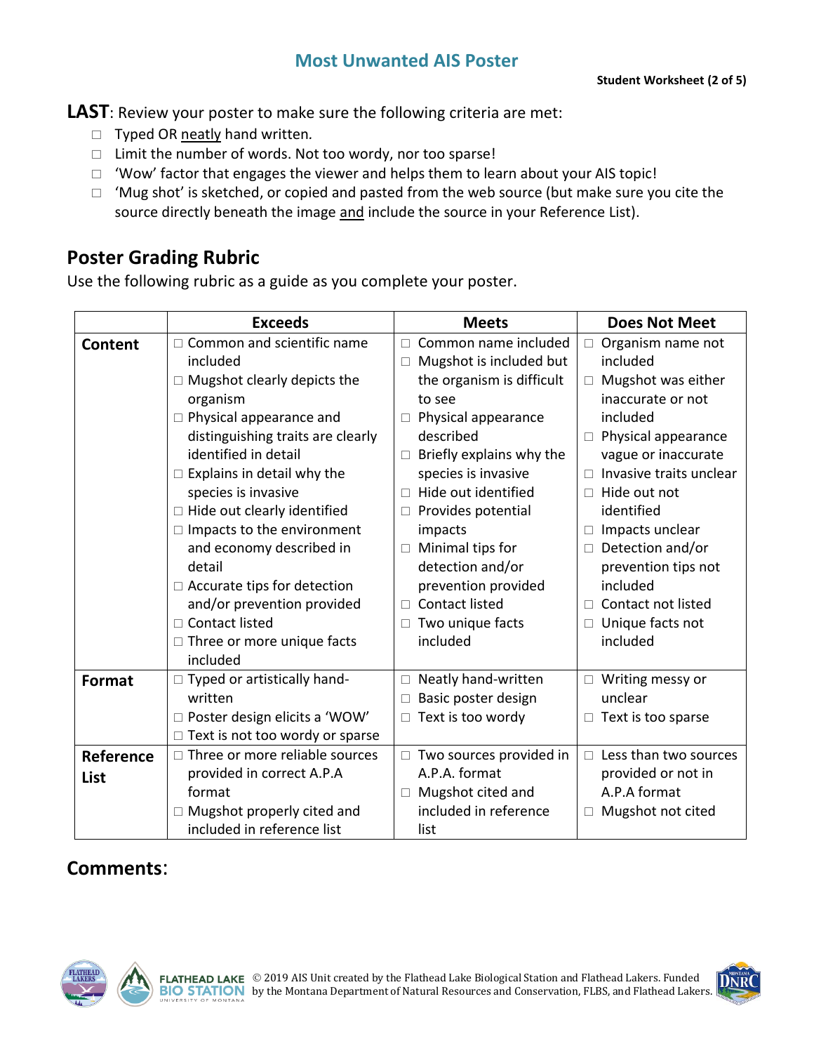## Most Unwanted AIS Poster

**Student Worksheet (2 of 5)**

**LAST**: Review your poster to make sure the following criteria are met:

- ☐ Typed OR neatly hand written.
- ☐ Limit the number of words. Not too wordy, nor too sparse!
- ☐ 'Wow' factor that engages the viewer and helps them to learn about your AIS topic!
- ☐ 'Mug shot' is sketched, or copied and pasted from the web source (but make sure you cite the source directly beneath the image and include the source in your Reference List).

## Poster Grading Rubric

Use the following rubric as a guide as you complete your poster.

| | Exceeds | Meets | Does Not Meet |
|---|---|---|---|
| **Content** | ☐ Common and scientific name included<br>☐ Mugshot clearly depicts the organism<br>☐ Physical appearance and distinguishing traits are clearly identified in detail<br>☐ Explains in detail why the species is invasive<br>☐ Hide out clearly identified<br>☐ Impacts to the environment and economy described in detail<br>☐ Accurate tips for detection and/or prevention provided<br>☐ Contact listed<br>☐ Three or more unique facts included | ☐ Common name included<br>☐ Mugshot is included but the organism is difficult to see<br>☐ Physical appearance described<br>☐ Briefly explains why the species is invasive<br>☐ Hide out identified<br>☐ Provides potential impacts<br>☐ Minimal tips for detection and/or prevention provided<br>☐ Contact listed<br>☐ Two unique facts included | ☐ Organism name not included<br>☐ Mugshot was either inaccurate or not included<br>☐ Physical appearance vague or inaccurate<br>☐ Invasive traits unclear<br>☐ Hide out not identified<br>☐ Impacts unclear<br>☐ Detection and/or prevention tips not included<br>☐ Contact not listed<br>☐ Unique facts not included |
| **Format** | ☐ Typed or artistically hand-written<br>☐ Poster design elicits a 'WOW'<br>☐ Text is not too wordy or sparse | ☐ Neatly hand-written<br>☐ Basic poster design<br>☐ Text is too wordy | ☐ Writing messy or unclear<br>☐ Text is too sparse |
| **Reference List** | ☐ Three or more reliable sources provided in correct A.P.A format<br>☐ Mugshot properly cited and included in reference list | ☐ Two sources provided in A.P.A. format<br>☐ Mugshot cited and included in reference list | ☐ Less than two sources provided or not in A.P.A format<br>☐ Mugshot not cited |

## Comments: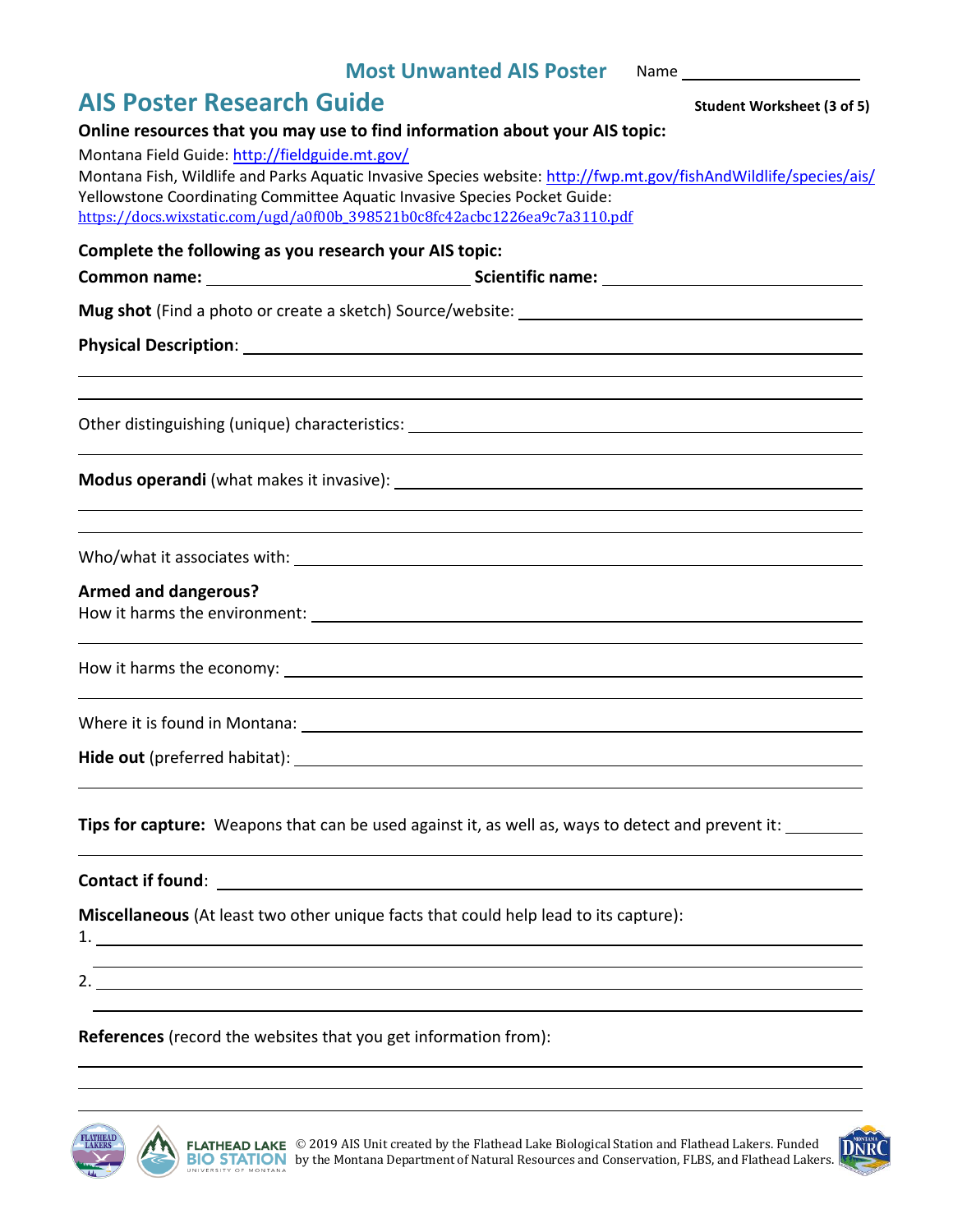## Most Unwanted AIS Poster

Name ____________________

# AIS Poster Research Guide

**Student Worksheet (3 of 5)**

**Online resources that you may use to find information about your AIS topic:**

Montana Field Guide: http://fieldguide.mt.gov/

Montana Fish, Wildlife and Parks Aquatic Invasive Species website: http://fwp.mt.gov/fishAndWildlife/species/ais/

Yellowstone Coordinating Committee Aquatic Invasive Species Pocket Guide: https://docs.wixstatic.com/ugd/a0f00b_398521b0c8fc42acbc1226ea9c7a3110.pdf

**Complete the following as you research your AIS topic:**

**Common name:** ____________________ **Scientific name:** ____________________

**Mug shot** (Find a photo or create a sketch) Source/website: ____________________

**Physical Description**: ____________________

____________________

____________________

Other distinguishing (unique) characteristics: ____________________

____________________

**Modus operandi** (what makes it invasive): ____________________

____________________

____________________

Who/what it associates with: ____________________

**Armed and dangerous?**

How it harms the environment: ____________________

____________________

How it harms the economy: ____________________

____________________

Where it is found in Montana: ____________________

**Hide out** (preferred habitat): ____________________

____________________

**Tips for capture:** Weapons that can be used against it, as well as, ways to detect and prevent it: __________

____________________

**Contact if found**: ____________________

**Miscellaneous** (At least two other unique facts that could help lead to its capture):

1. ____________________

____________________

2. ____________________

____________________

**References** (record the websites that you get information from):

____________________

____________________

____________________

© 2019 AIS Unit created by the Flathead Lake Biological Station and Flathead Lakers. Funded by the Montana Department of Natural Resources and Conservation, FLBS, and Flathead Lakers.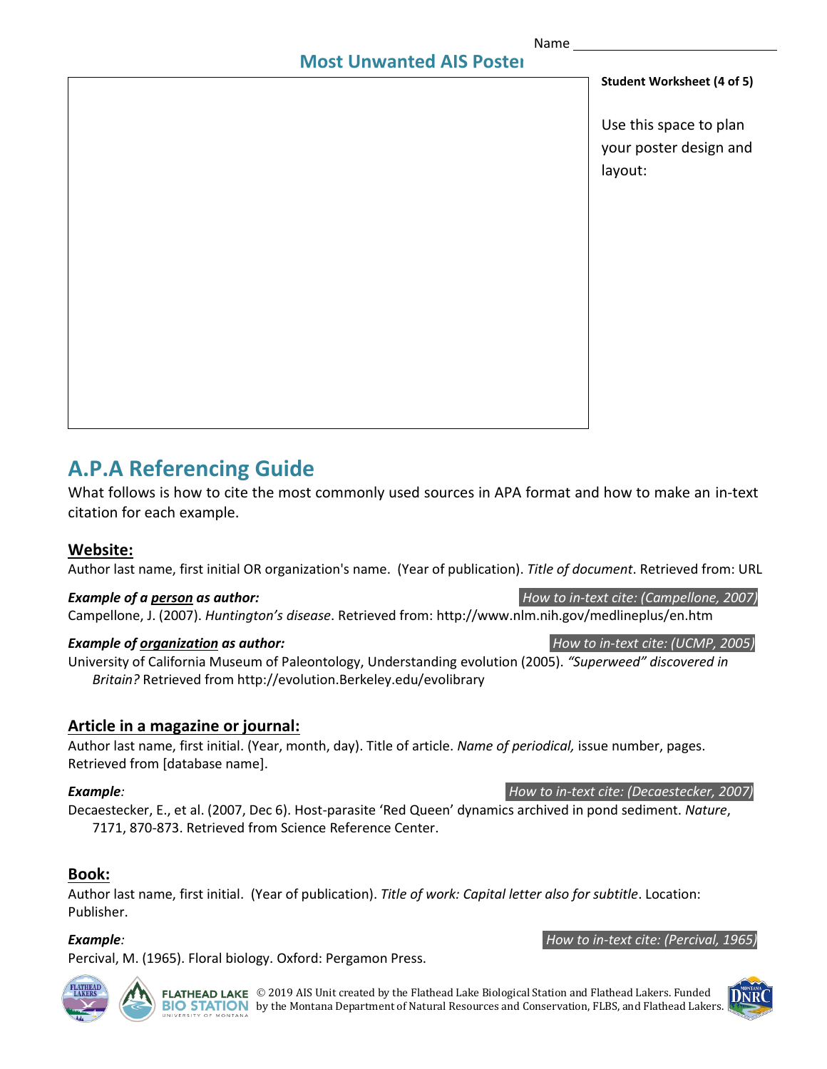Name ____________________________

## Most Unwanted AIS Poster

**Student Worksheet (4 of 5)**

Use this space to plan your poster design and layout:

# A.P.A Referencing Guide

What follows is how to cite the most commonly used sources in APA format and how to make an in-text citation for each example.

### Website:

Author last name, first initial OR organization's name. (Year of publication). *Title of document*. Retrieved from: URL

***Example of a person as author:*** How to in-text cite: (Campellone, 2007)

Campellone, J. (2007). *Huntington's disease*. Retrieved from: http://www.nlm.nih.gov/medlineplus/en.htm

***Example of organization as author:*** How to in-text cite: (UCMP, 2005)

University of California Museum of Paleontology, Understanding evolution (2005). *"Superweed" discovered in Britain?* Retrieved from http://evolution.Berkeley.edu/evolibrary

### Article in a magazine or journal:

Author last name, first initial. (Year, month, day). Title of article. *Name of periodical,* issue number, pages. Retrieved from [database name].

***Example:*** How to in-text cite: (Decaestecker, 2007)

Decaestecker, E., et al. (2007, Dec 6). Host-parasite 'Red Queen' dynamics archived in pond sediment. *Nature*, 7171, 870-873. Retrieved from Science Reference Center.

### Book:

Author last name, first initial. (Year of publication). *Title of work: Capital letter also for subtitle*. Location: Publisher.

***Example:*** How to in-text cite: (Percival, 1965)

Percival, M. (1965). Floral biology. Oxford: Pergamon Press.

© 2019 AIS Unit created by the Flathead Lake Biological Station and Flathead Lakers. Funded by the Montana Department of Natural Resources and Conservation, FLBS, and Flathead Lakers.